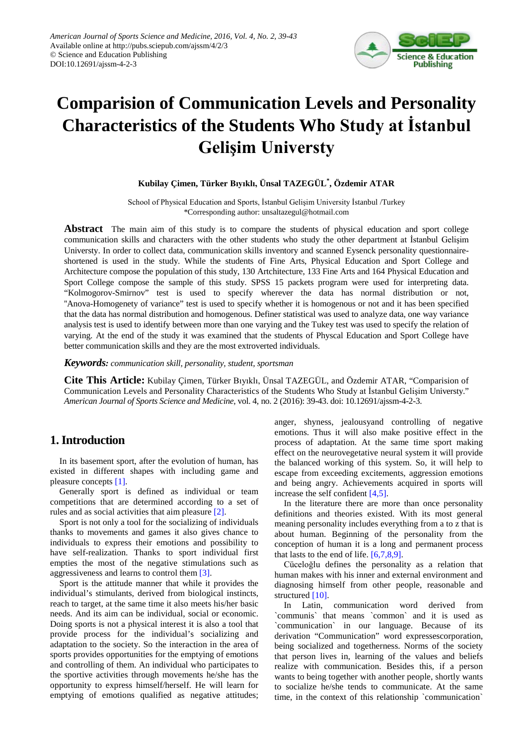# Comparision of Communication Levels and Personality Characteristics of the Students Who Study at İstanbul Gelişim Universty

**Kubilay Çimen, Türker Bıyıklı, Ünsal TAZEGÜL*, Özdemir ATAR**

School of Physical Education and Sports, İstanbul Gelişim University İstanbul /Turkey
*Corresponding author: unsaltazegul@hotmail.com

**Abstract** The main aim of this study is to compare the students of physical education and sport college communication skills and characters with the other students who study the other department at İstanbul Gelişim Universty. In order to collect data, communication skills inventory and scanned Eysenck personality questionnaire-shortened is used in the study. While the students of Fine Arts, Physical Education and Sport College and Architecture compose the population of this study, 130 Artchitecture, 133 Fine Arts and 164 Physical Education and Sport College compose the sample of this study. SPSS 15 packets program were used for interpreting data. "Kolmogorov-Smirnov" test is used to specify wherever the data has normal distribution or not, "Anova-Homogenety of variance" test is used to specify whether it is homogenous or not and it has been specified that the data has normal distribution and homogenous. Definer statistical was used to analyze data, one way variance analysis test is used to identify between more than one varying and the Tukey test was used to specify the relation of varying. At the end of the study it was examined that the students of Physcal Education and Sport College have better communication skills and they are the most extroverted individuals.

***Keywords:*** *communication skill, personality, student, sportsman*

**Cite This Article:** Kubilay Çimen, Türker Bıyıklı, Ünsal TAZEGÜL, and Özdemir ATAR, "Comparision of Communication Levels and Personality Characteristics of the Students Who Study at İstanbul Gelişim University." *American Journal of Sports Science and Medicine*, vol. 4, no. 2 (2016): 39-43. doi: 10.12691/ajssm-4-2-3.

## 1. Introduction

In its basement sport, after the evolution of human, has existed in different shapes with including game and pleasure concepts [1].

Generally sport is defined as individual or team competitions that are determined according to a set of rules and as social activities that aim pleasure [2].

Sport is not only a tool for the socializing of individuals thanks to movements and games it also gives chance to individuals to express their emotions and possibility to have self-realization. Thanks to sport individual first empties the most of the negative stimulations such as aggressiveness and learns to control them [3].

Sport is the attitude manner that while it provides the individual's stimulants, derived from biological instincts, reach to target, at the same time it also meets his/her basic needs. And its aim can be individual, social or economic. Doing sports is not a physical interest it is also a tool that provide process for the individual's socializing and adaptation to the society. So the interaction in the area of sports provides opportunities for the emptying of emotions and controlling of them. An individual who participates to the sportive activities through movements he/she has the opportunity to express himself/herself. He will learn for emptying of emotions qualified as negative attitudes; anger, shyness, jealousyand controlling of negative emotions. Thus it will also make positive effect in the process of adaptation. At the same time sport making effect on the neurovegetative neural system it will provide the balanced working of this system. So, it will help to escape from exceeding excitements, aggression emotions and being angry. Achievements acquired in sports will increase the self confident [4,5].

In the literature there are more than once personality definitions and theories existed. With its most general meaning personality includes everything from a to z that is about human. Beginning of the personality from the conception of human it is a long and permanent process that lasts to the end of life. [6,7,8,9].

Cüceloğlu defines the personality as a relation that human makes with his inner and external environment and diagnosing himself from other people, reasonable and structured [10].

In Latin, communication word derived from \`communis\` that means \`common\` and it is used as \`communication\` in our language. Because of its derivation "Communication" word expressescorporation, being socialized and togetherness. Norms of the society that person lives in, learning of the values and beliefs realize with communication. Besides this, if a person wants to being together with another people, shortly wants to socialize he/she tends to communicate. At the same time, in the context of this relationship \`communication\`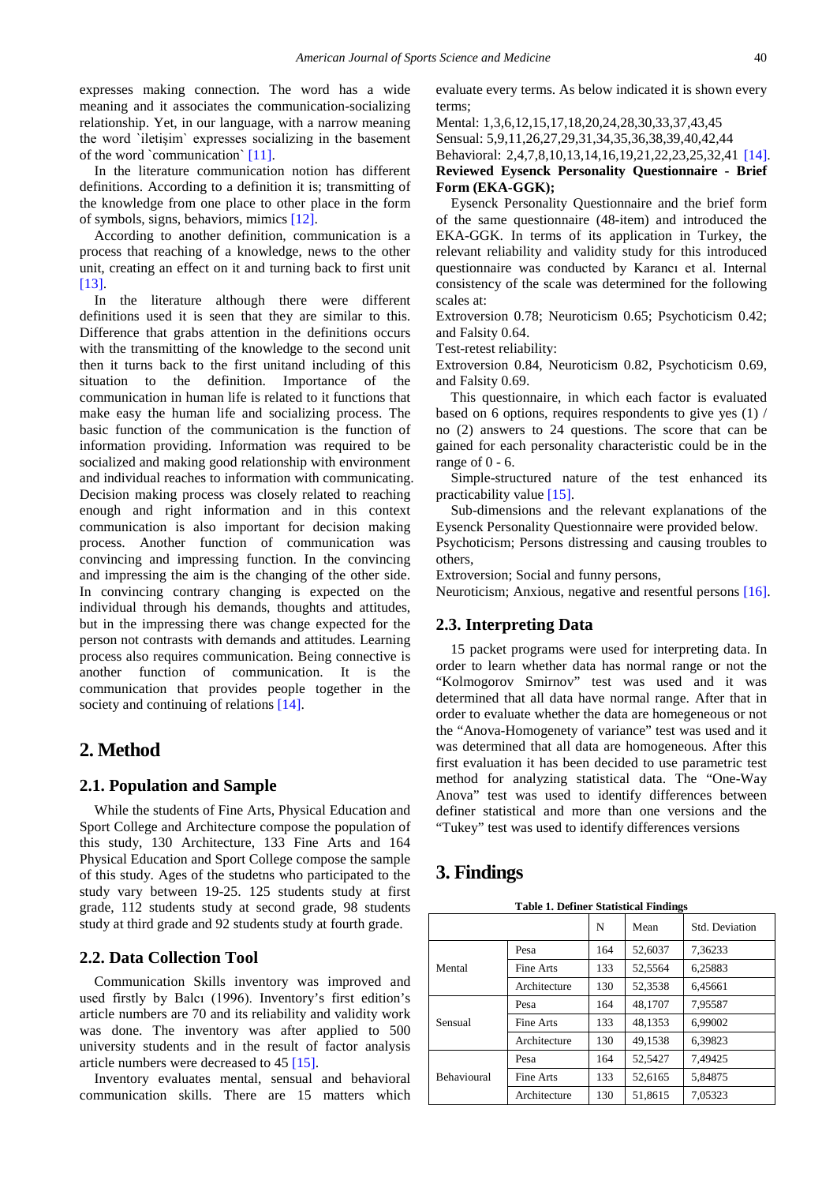expresses making connection. The word has a wide meaning and it associates the communication-socializing relationship. Yet, in our language, with a narrow meaning the word `iletişim` expresses socializing in the basement of the word `communication` [11].

In the literature communication notion has different definitions. According to a definition it is; transmitting of the knowledge from one place to other place in the form of symbols, signs, behaviors, mimics [12].

According to another definition, communication is a process that reaching of a knowledge, news to the other unit, creating an effect on it and turning back to first unit [13].

In the literature although there were different definitions used it is seen that they are similar to this. Difference that grabs attention in the definitions occurs with the transmitting of the knowledge to the second unit then it turns back to the first unitand including of this situation to the definition. Importance of the communication in human life is related to it functions that make easy the human life and socializing process. The basic function of the communication is the function of information providing. Information was required to be socialized and making good relationship with environment and individual reaches to information with communicating. Decision making process was closely related to reaching enough and right information and in this context communication is also important for decision making process. Another function of communication was convincing and impressing function. In the convincing and impressing the aim is the changing of the other side. In convincing contrary changing is expected on the individual through his demands, thoughts and attitudes, but in the impressing there was change expected for the person not contrasts with demands and attitudes. Learning process also requires communication. Being connective is another function of communication. It is the communication that provides people together in the society and continuing of relations [14].

## 2. Method

### 2.1. Population and Sample

While the students of Fine Arts, Physical Education and Sport College and Architecture compose the population of this study, 130 Architecture, 133 Fine Arts and 164 Physical Education and Sport College compose the sample of this study. Ages of the studetns who participated to the study vary between 19-25. 125 students study at first grade, 112 students study at second grade, 98 students study at third grade and 92 students study at fourth grade.

### 2.2. Data Collection Tool

Communication Skills inventory was improved and used firstly by Balcı (1996). Inventory's first edition's article numbers are 70 and its reliability and validity work was done. The inventory was after applied to 500 university students and in the result of factor analysis article numbers were decreased to 45 [15].

Inventory evaluates mental, sensual and behavioral communication skills. There are 15 matters which evaluate every terms. As below indicated it is shown every terms;

Mental: 1,3,6,12,15,17,18,20,24,28,30,33,37,43,45

Sensual: 5,9,11,26,27,29,31,34,35,36,38,39,40,42,44

Behavioral: 2,4,7,8,10,13,14,16,19,21,22,23,25,32,41 [14].

**Reviewed Eysenck Personality Questionnaire - Brief Form (EKA-GGK);**

Eysenck Personality Questionnaire and the brief form of the same questionnaire (48-item) and introduced the EKA-GGK. In terms of its application in Turkey, the relevant reliability and validity study for this introduced questionnaire was conducted by Karancı et al. Internal consistency of the scale was determined for the following scales at:

Extroversion 0.78; Neuroticism 0.65; Psychoticism 0.42; and Falsity 0.64.

Test-retest reliability:

Extroversion 0.84, Neuroticism 0.82, Psychoticism 0.69, and Falsity 0.69.

This questionnaire, in which each factor is evaluated based on 6 options, requires respondents to give yes (1) / no (2) answers to 24 questions. The score that can be gained for each personality characteristic could be in the range of 0 - 6.

Simple-structured nature of the test enhanced its practicability value [15].

Sub-dimensions and the relevant explanations of the Eysenck Personality Questionnaire were provided below.

Psychoticism; Persons distressing and causing troubles to others,

Extroversion; Social and funny persons,

Neuroticism; Anxious, negative and resentful persons [16].

### 2.3. Interpreting Data

15 packet programs were used for interpreting data. In order to learn whether data has normal range or not the "Kolmogorov Smirnov" test was used and it was determined that all data have normal range. After that in order to evaluate whether the data are homegeneous or not the "Anova-Homogenety of variance" test was used and it was determined that all data are homogeneous. After this first evaluation it has been decided to use parametric test method for analyzing statistical data. The "One-Way Anova" test was used to identify differences between definer statistical and more than one versions and the "Tukey" test was used to identify differences versions

## 3. Findings

**Table 1. Definer Statistical Findings**

| | | N | Mean | Std. Deviation |
|---|---|---|---|---|
| Mental | Pesa | 164 | 52,6037 | 7,36233 |
| | Fine Arts | 133 | 52,5564 | 6,25883 |
| | Architecture | 130 | 52,3538 | 6,45661 |
| Sensual | Pesa | 164 | 48,1707 | 7,95587 |
| | Fine Arts | 133 | 48,1353 | 6,99002 |
| | Architecture | 130 | 49,1538 | 6,39823 |
| Behavioural | Pesa | 164 | 52,5427 | 7,49425 |
| | Fine Arts | 133 | 52,6165 | 5,84875 |
| | Architecture | 130 | 51,8615 | 7,05323 |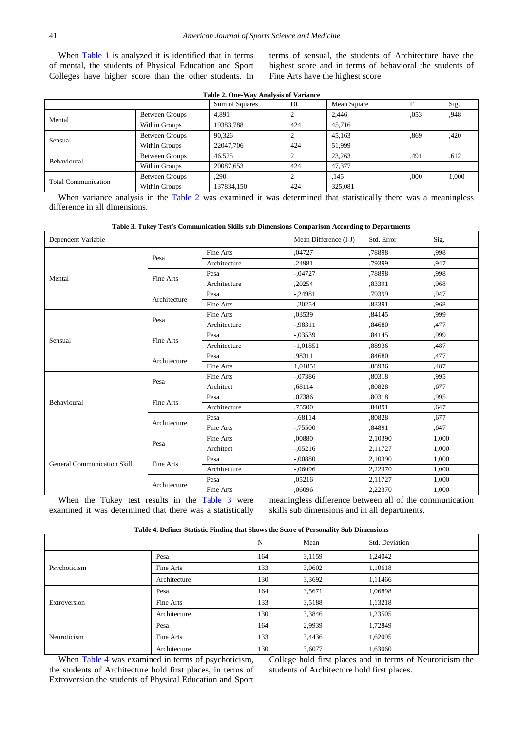When Table 1 is analyzed it is identified that in terms of mental, the students of Physical Education and Sport Colleges have higher score than the other students. In terms of sensual, the students of Architecture have the highest score and in terms of behavioral the students of Fine Arts have the highest score

**Table 2. One-Way Analysis of Variance**

| | | Sum of Squares | Df | Mean Square | F | Sig. |
|---|---|---|---|---|---|---|
| Mental | Between Groups | 4,891 | 2 | 2,446 | ,053 | ,948 |
| | Within Groups | 19383,788 | 424 | 45,716 | | |
| Sensual | Between Groups | 90,326 | 2 | 45,163 | ,869 | ,420 |
| | Within Groups | 22047,706 | 424 | 51,999 | | |
| Behavioural | Between Groups | 46,525 | 2 | 23,263 | ,491 | ,612 |
| | Within Groups | 20087,653 | 424 | 47,377 | | |
| Total Communication | Between Groups | ,290 | 2 | ,145 | ,000 | 1,000 |
| | Within Groups | 137834,150 | 424 | 325,081 | | |

When variance analysis in the Table 2 was examined it was determined that statistically there was a meaningless difference in all dimensions.

**Table 3. Tukey Test's Communication Skills sub Dimensions Comparison According to Departments**

| Dependent Variable | | | Mean Difference (I-J) | Std. Error | Sig. |
|---|---|---|---|---|---|
| Mental | Pesa | Fine Arts | ,04727 | ,78898 | ,998 |
| | | Architecture | ,24981 | ,79399 | ,947 |
| | Fine Arts | Pesa | -,04727 | ,78898 | ,998 |
| | | Architecture | ,20254 | ,83391 | ,968 |
| | Architecture | Pesa | -,24981 | ,79399 | ,947 |
| | | Fine Arts | -,20254 | ,83391 | ,968 |
| Sensual | Pesa | Fine Arts | ,03539 | ,84145 | ,999 |
| | | Architecture | -,98311 | ,84680 | ,477 |
| | Fine Arts | Pesa | -,03539 | ,84145 | ,999 |
| | | Architecture | -1,01851 | ,88936 | ,487 |
| | Architecture | Pesa | ,98311 | ,84680 | ,477 |
| | | Fine Arts | 1,01851 | ,88936 | ,487 |
| Behavioural | Pesa | Fine Arts | -,07386 | ,80318 | ,995 |
| | | Architect | ,68114 | ,80828 | ,677 |
| | Fine Arts | Pesa | ,07386 | ,80318 | ,995 |
| | | Architecture | ,75500 | ,84891 | ,647 |
| | Architecture | Pesa | -,68114 | ,80828 | ,677 |
| | | Fine Arts | -,75500 | ,84891 | ,647 |
| General Communication Skill | Pesa | Fine Arts | ,00880 | 2,10390 | 1,000 |
| | | Architect | -,05216 | 2,11727 | 1,000 |
| | Fine Arts | Pesa | -,00880 | 2,10390 | 1,000 |
| | | Architecture | -,06096 | 2,22370 | 1,000 |
| | Architecture | Pesa | ,05216 | 2,11727 | 1,000 |
| | | Fine Arts | ,06096 | 2,22370 | 1,000 |

When the Tukey test results in the Table 3 were examined it was determined that there was a statistically meaningless difference between all of the communication skills sub dimensions and in all departments.

**Table 4. Definer Statistic Finding that Shows the Score of Personality Sub Dimensions**

| | | N | Mean | Std. Deviation |
|---|---|---|---|---|
| Psychoticism | Pesa | 164 | 3,1159 | 1,24042 |
| | Fine Arts | 133 | 3,0602 | 1,10618 |
| | Architecture | 130 | 3,3692 | 1,11466 |
| Extroversion | Pesa | 164 | 3,5671 | 1,06898 |
| | Fine Arts | 133 | 3,5188 | 1,13218 |
| | Architecture | 130 | 3,3846 | 1,23505 |
| Neuroticism | Pesa | 164 | 2,9939 | 1,72849 |
| | Fine Arts | 133 | 3,4436 | 1,62095 |
| | Architecture | 130 | 3,6077 | 1,63060 |

When Table 4 was examined in terms of psychoticism, the students of Architecture hold first places, in terms of Extroversion the students of Physical Education and Sport College hold first places and in terms of Neuroticism the students of Architecture hold first places.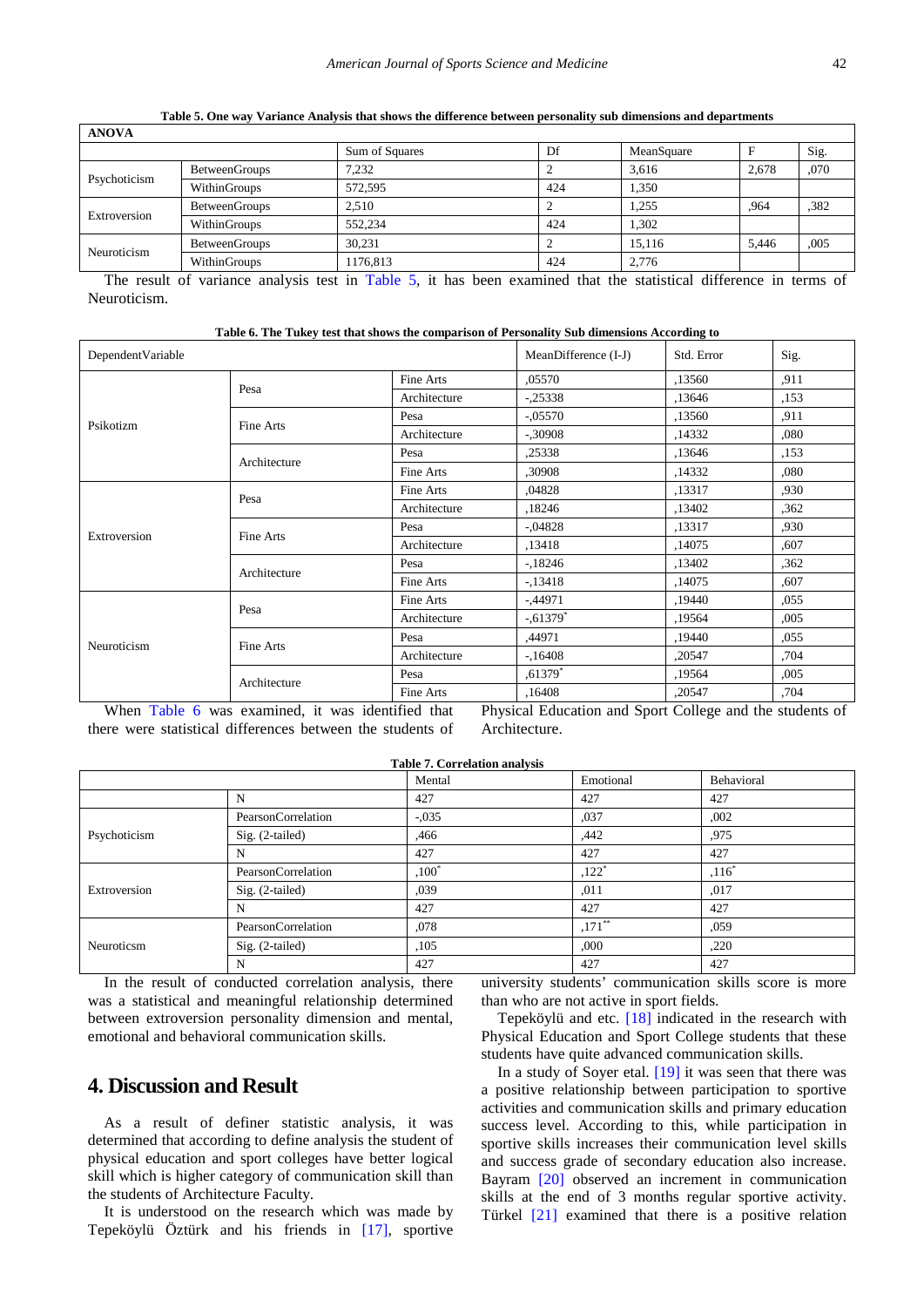**Table 5. One way Variance Analysis that shows the difference between personality sub dimensions and departments**

| ANOVA | | | | | | |
|---|---|---|---|---|---|---|
| | | Sum of Squares | Df | MeanSquare | F | Sig. |
| Psychoticism | BetweenGroups | 7,232 | 2 | 3,616 | 2,678 | ,070 |
| | WithinGroups | 572,595 | 424 | 1,350 | | |
| Extroversion | BetweenGroups | 2,510 | 2 | 1,255 | ,964 | ,382 |
| | WithinGroups | 552,234 | 424 | 1,302 | | |
| Neuroticism | BetweenGroups | 30,231 | 2 | 15,116 | 5,446 | ,005 |
| | WithinGroups | 1176,813 | 424 | 2,776 | | |

The result of variance analysis test in Table 5, it has been examined that the statistical difference in terms of Neuroticism.

**Table 6. The Tukey test that shows the comparison of Personality Sub dimensions According to**

| DependentVariable | | | MeanDifference (I-J) | Std. Error | Sig. |
|---|---|---|---|---|---|
| Psikotizm | Pesa | Fine Arts | ,05570 | ,13560 | ,911 |
| | | Architecture | -,25338 | ,13646 | ,153 |
| | Fine Arts | Pesa | -,05570 | ,13560 | ,911 |
| | | Architecture | -,30908 | ,14332 | ,080 |
| | Architecture | Pesa | ,25338 | ,13646 | ,153 |
| | | Fine Arts | ,30908 | ,14332 | ,080 |
| Extroversion | Pesa | Fine Arts | ,04828 | ,13317 | ,930 |
| | | Architecture | ,18246 | ,13402 | ,362 |
| | Fine Arts | Pesa | -,04828 | ,13317 | ,930 |
| | | Architecture | ,13418 | ,14075 | ,607 |
| | Architecture | Pesa | -,18246 | ,13402 | ,362 |
| | | Fine Arts | -,13418 | ,14075 | ,607 |
| Neuroticism | Pesa | Fine Arts | -,44971 | ,19440 | ,055 |
| | | Architecture | -,61379* | ,19564 | ,005 |
| | Fine Arts | Pesa | ,44971 | ,19440 | ,055 |
| | | Architecture | -,16408 | ,20547 | ,704 |
| | Architecture | Pesa | ,61379* | ,19564 | ,005 |
| | | Fine Arts | ,16408 | ,20547 | ,704 |

When Table 6 was examined, it was identified that there were statistical differences between the students of Physical Education and Sport College and the students of Architecture.

**Table 7. Correlation analysis**

| | | Mental | Emotional | Behavioral |
|---|---|---|---|---|
| | N | 427 | 427 | 427 |
| Psychoticism | PearsonCorrelation | -,035 | ,037 | ,002 |
| | Sig. (2-tailed) | ,466 | ,442 | ,975 |
| | N | 427 | 427 | 427 |
| Extroversion | PearsonCorrelation | ,100* | ,122* | ,116* |
| | Sig. (2-tailed) | ,039 | ,011 | ,017 |
| | N | 427 | 427 | 427 |
| Neuroticsm | PearsonCorrelation | ,078 | ,171** | ,059 |
| | Sig. (2-tailed) | ,105 | ,000 | ,220 |
| | N | 427 | 427 | 427 |

In the result of conducted correlation analysis, there was a statistical and meaningful relationship determined between extroversion personality dimension and mental, emotional and behavioral communication skills.

## 4. Discussion and Result

As a result of definer statistic analysis, it was determined that according to define analysis the student of physical education and sport colleges have better logical skill which is higher category of communication skill than the students of Architecture Faculty.

It is understood on the research which was made by Tepeköylü Öztürk and his friends in [17], sportive university students' communication skills score is more than who are not active in sport fields.

Tepeköylü and etc. [18] indicated in the research with Physical Education and Sport College students that these students have quite advanced communication skills.

In a study of Soyer etal. [19] it was seen that there was a positive relationship between participation to sportive activities and communication skills and primary education success level. According to this, while participation in sportive skills increases their communication level skills and success grade of secondary education also increase. Bayram [20] observed an increment in communication skills at the end of 3 months regular sportive activity. Türkel [21] examined that there is a positive relation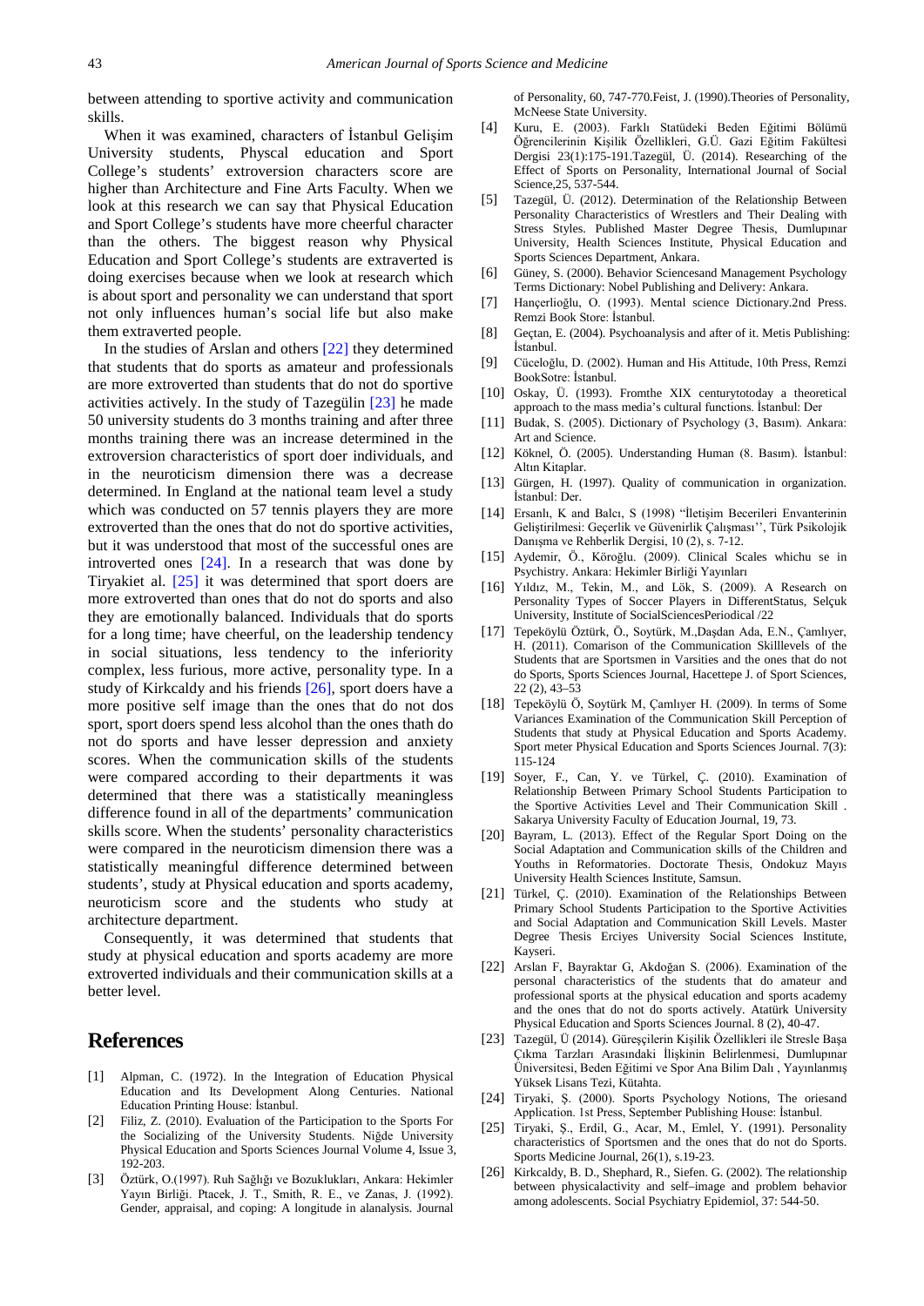between attending to sportive activity and communication skills.

When it was examined, characters of İstanbul Gelişim University students, Physcal education and Sport College's students' extroversion characters score are higher than Architecture and Fine Arts Faculty. When we look at this research we can say that Physical Education and Sport College's students have more cheerful character than the others. The biggest reason why Physical Education and Sport College's students are extraverted is doing exercises because when we look at research which is about sport and personality we can understand that sport not only influences human's social life but also make them extraverted people.

In the studies of Arslan and others [22] they determined that students that do sports as amateur and professionals are more extroverted than students that do not do sportive activities actively. In the study of Tazegülin [23] he made 50 university students do 3 months training and after three months training there was an increase determined in the extroversion characteristics of sport doer individuals, and in the neuroticism dimension there was a decrease determined. In England at the national team level a study which was conducted on 57 tennis players they are more extroverted than the ones that do not do sportive activities, but it was understood that most of the successful ones are introverted ones [24]. In a research that was done by Tiryakiet al. [25] it was determined that sport doers are more extroverted than ones that do not do sports and also they are emotionally balanced. Individuals that do sports for a long time; have cheerful, on the leadership tendency in social situations, less tendency to the inferiority complex, less furious, more active, personality type. In a study of Kirkcaldy and his friends [26], sport doers have a more positive self image than the ones that do not dos sport, sport doers spend less alcohol than the ones thath do not do sports and have lesser depression and anxiety scores. When the communication skills of the students were compared according to their departments it was determined that there was a statistically meaningless difference found in all of the departments' communication skills score. When the students' personality characteristics were compared in the neuroticism dimension there was a statistically meaningful difference determined between students', study at Physical education and sports academy, neuroticism score and the students who study at architecture department.

Consequently, it was determined that students that study at physical education and sports academy are more extroverted individuals and their communication skills at a better level.

## References

[1] Alpman, C. (1972). In the Integration of Education Physical Education and Its Development Along Centuries. National Education Printing House: İstanbul.

[2] Filiz, Z. (2010). Evaluation of the Participation to the Sports For the Socializing of the University Students. Niğde University Physical Education and Sports Sciences Journal Volume 4, Issue 3, 192-203.

[3] Öztürk, O.(1997). Ruh Sağlığı ve Bozuklukları, Ankara: Hekimler Yayın Birliği. Ptacek, J. T., Smith, R. E., ve Zanas, J. (1992). Gender, appraisal, and coping: A longitude in alanalysis. Journal of Personality, 60, 747-770.Feist, J. (1990).Theories of Personality, McNeese State University.

[4] Kuru, E. (2003). Farklı Statüdeki Beden Eğitimi Bölümü Öğrencilerinin Kişilik Özellikleri, G.Ü. Gazi Eğitim Fakültesi Dergisi 23(1):175-191.Tazegül, Ü. (2014). Researching of the Effect of Sports on Personality, International Journal of Social Science,25, 537-544.

[5] Tazegül, Ü. (2012). Determination of the Relationship Between Personality Characteristics of Wrestlers and Their Dealing with Stress Styles. Published Master Degree Thesis, Dumlupınar University, Health Sciences Institute, Physical Education and Sports Sciences Department, Ankara.

[6] Güney, S. (2000). Behavior Sciencesand Management Psychology Terms Dictionary: Nobel Publishing and Delivery: Ankara.

[7] Hançerlioğlu, O. (1993). Mental science Dictionary.2nd Press. Remzi Book Store: İstanbul.

[8] Geçtan, E. (2004). Psychoanalysis and after of it. Metis Publishing: İstanbul.

[9] Cüceloğlu, D. (2002). Human and His Attitude, 10th Press, Remzi BookSotre: İstanbul.

[10] Oskay, Ü. (1993). Fromthe XIX centurytotoday a theoretical approach to the mass media's cultural functions. İstanbul: Der

[11] Budak, S. (2005). Dictionary of Psychology (3, Basım). Ankara: Art and Science.

[12] Köknel, Ö. (2005). Understanding Human (8. Basım). İstanbul: Altın Kitaplar.

[13] Gürgen, H. (1997). Quality of communication in organization. İstanbul: Der.

[14] Ersanlı, K and Balcı, S (1998) "İletişim Becerileri Envanterinin Geliştirilmesi: Geçerlik ve Güvenirlik Çalışması'', Türk Psikolojik Danışma ve Rehberlik Dergisi, 10 (2), s. 7-12.

[15] Aydemir, Ö., Köroğlu. (2009). Clinical Scales whichu se in Psychistry. Ankara: Hekimler Birliği Yayınları

[16] Yıldız, M., Tekin, M., and Lök, S. (2009). A Research on Personality Types of Soccer Players in DifferentStatus, Selçuk University, Institute of SocialSciencesPeriodical /22

[17] Tepeköylü Öztürk, Ö., Soytürk, M.,Daşdan Ada, E.N., Çamlıyer, H. (2011). Comarison of the Communication Skilllevels of the Students that are Sportsmen in Varsities and the ones that do not do Sports, Sports Sciences Journal, Hacettepe J. of Sport Sciences, 22 (2), 43–53

[18] Tepeköylü Ö, Soytürk M, Çamlıyer H. (2009). In terms of Some Variances Examination of the Communication Skill Perception of Students that study at Physical Education and Sports Academy. Sport meter Physical Education and Sports Sciences Journal. 7(3): 115-124

[19] Soyer, F., Can, Y. ve Türkel, Ç. (2010). Examination of Relationship Between Primary School Students Participation to the Sportive Activities Level and Their Communication Skill . Sakarya University Faculty of Education Journal, 19, 73.

[20] Bayram, L. (2013). Effect of the Regular Sport Doing on the Social Adaptation and Communication skills of the Children and Youths in Reformatories. Doctorate Thesis, Ondokuz Mayıs University Health Sciences Institute, Samsun.

[21] Türkel, Ç. (2010). Examination of the Relationships Between Primary School Students Participation to the Sportive Activities and Social Adaptation and Communication Skill Levels. Master Degree Thesis Erciyes University Social Sciences Institute, Kayseri.

[22] Arslan F, Bayraktar G, Akdoğan S. (2006). Examination of the personal characteristics of the students that do amateur and professional sports at the physical education and sports academy and the ones that do not do sports actively. Atatürk University Physical Education and Sports Sciences Journal. 8 (2), 40-47.

[23] Tazegül, Ü (2014). Güreşçilerin Kişilik Özellikleri ile Stresle Başa Çıkma Tarzları Arasındaki İlişkinin Belirlenmesi, Dumlupınar Üniversitesi, Beden Eğitimi ve Spor Ana Bilim Dalı , Yayınlanmış Yüksek Lisans Tezi, Kütahta.

[24] Tiryaki, Ş. (2000). Sports Psychology Notions, The oriesand Application. 1st Press, September Publishing House: İstanbul.

[25] Tiryaki, Ş., Erdil, G., Acar, M., Emlel, Y. (1991). Personality characteristics of Sportsmen and the ones that do not do Sports. Sports Medicine Journal, 26(1), s.19-23.

[26] Kirkcaldy, B. D., Shephard, R., Siefen. G. (2002). The relationship between physicalactivity and self–image and problem behavior among adolescents. Social Psychiatry Epidemiol, 37: 544-50.